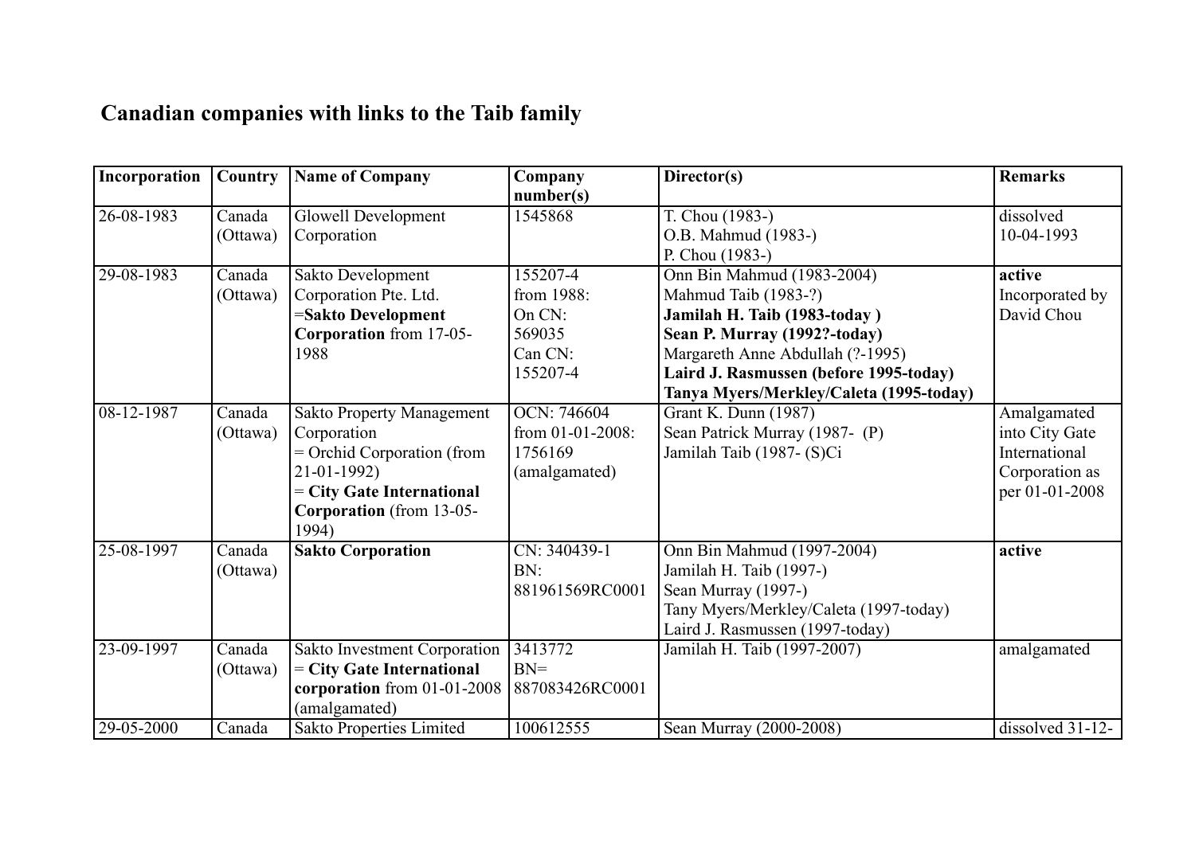## Canadian companies with links to the Taib family

| Incorporation | Country | Name of Company | Company number(s) | Director(s) | Remarks |
|---|---|---|---|---|---|
| 26-08-1983 | Canada (Ottawa) | Glowell Development Corporation | 1545868 | T. Chou (1983-)<br>O.B. Mahmud (1983-)<br>P. Chou (1983-) | dissolved 10-04-1993 |
| 29-08-1983 | Canada (Ottawa) | Sakto Development Corporation Pte. Ltd.<br>=**Sakto Development Corporation** from 17-05-1988 | 155207-4<br>from 1988:<br>On CN:<br>569035<br>Can CN:<br>155207-4 | Onn Bin Mahmud (1983-2004)<br>Mahmud Taib (1983-?)<br>**Jamilah H. Taib (1983-today )**<br>**Sean P. Murray (1992?-today)**<br>Margareth Anne Abdullah (?-1995)<br>**Laird J. Rasmussen (before 1995-today)**<br>**Tanya Myers/Merkley/Caleta (1995-today)** | **active**<br>Incorporated by David Chou |
| 08-12-1987 | Canada (Ottawa) | Sakto Property Management Corporation<br>= Orchid Corporation (from 21-01-1992)<br>= **City Gate International Corporation** (from 13-05-1994) | OCN: 746604<br>from 01-01-2008:<br>1756169<br>(amalgamated) | Grant K. Dunn (1987)<br>Sean Patrick Murray (1987- (P)<br>Jamilah Taib (1987- (S)Ci | Amalgamated into City Gate International Corporation as per 01-01-2008 |
| 25-08-1997 | Canada (Ottawa) | **Sakto Corporation** | CN: 340439-1<br>BN:<br>881961569RC0001 | Onn Bin Mahmud (1997-2004)<br>Jamilah H. Taib (1997-)<br>Sean Murray (1997-)<br>Tany Myers/Merkley/Caleta (1997-today)<br>Laird J. Rasmussen (1997-today) | **active** |
| 23-09-1997 | Canada (Ottawa) | Sakto Investment Corporation<br>= **City Gate International corporation** from 01-01-2008 (amalgamated) | 3413772<br>BN=<br>887083426RC0001 | Jamilah H. Taib (1997-2007) | amalgamated |
| 29-05-2000 | Canada | Sakto Properties Limited | 100612555 | Sean Murray (2000-2008) | dissolved 31-12- |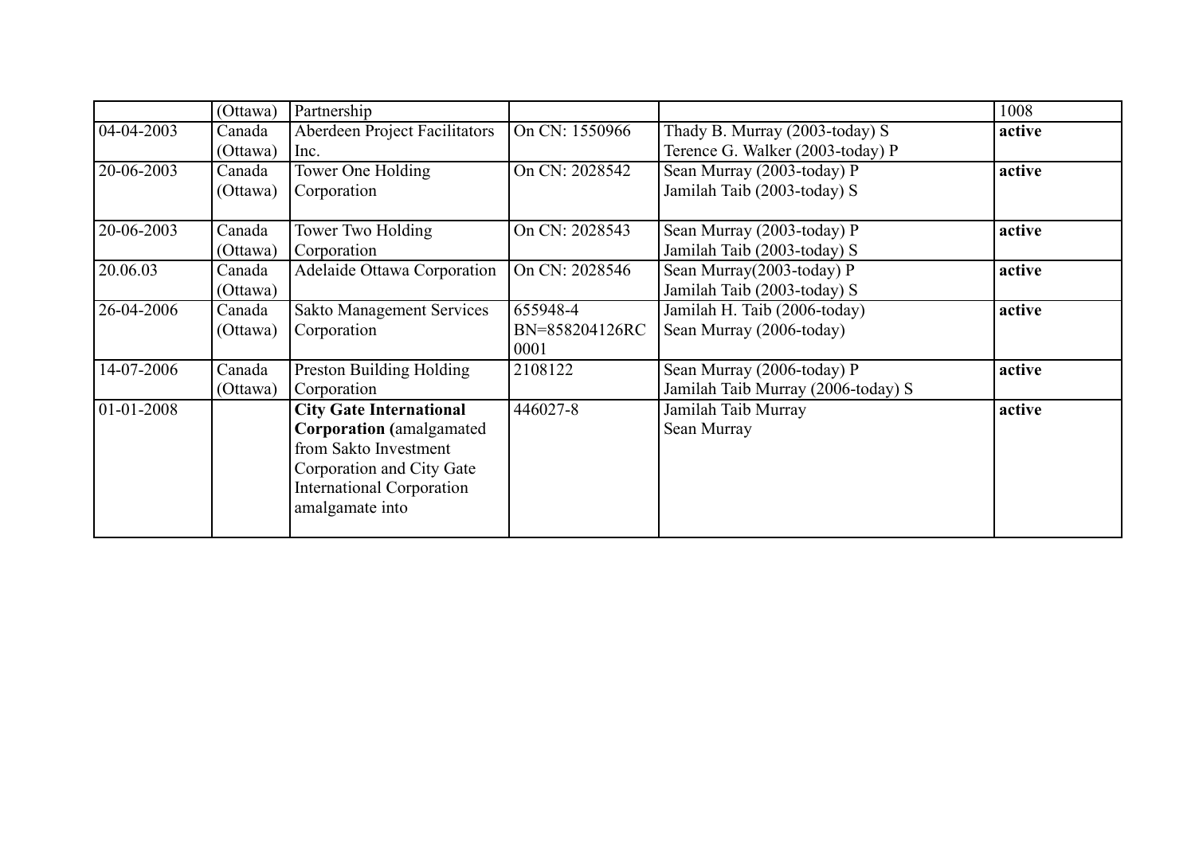| | | | | | |
|---|---|---|---|---|---|
| | (Ottawa) | Partnership | | | 1008 |
| 04-04-2003 | Canada (Ottawa) | Aberdeen Project Facilitators Inc. | On CN: 1550966 | Thady B. Murray (2003-today) S<br>Terence G. Walker (2003-today) P | **active** |
| 20-06-2003 | Canada (Ottawa) | Tower One Holding Corporation | On CN: 2028542 | Sean Murray (2003-today) P<br>Jamilah Taib (2003-today) S | **active** |
| 20-06-2003 | Canada (Ottawa) | Tower Two Holding Corporation | On CN: 2028543 | Sean Murray (2003-today) P<br>Jamilah Taib (2003-today) S | **active** |
| 20.06.03 | Canada (Ottawa) | Adelaide Ottawa Corporation | On CN: 2028546 | Sean Murray(2003-today) P<br>Jamilah Taib (2003-today) S | **active** |
| 26-04-2006 | Canada (Ottawa) | Sakto Management Services Corporation | 655948-4 BN=858204126RC 0001 | Jamilah H. Taib (2006-today)<br>Sean Murray (2006-today) | **active** |
| 14-07-2006 | Canada (Ottawa) | Preston Building Holding Corporation | 2108122 | Sean Murray (2006-today) P<br>Jamilah Taib Murray (2006-today) S | **active** |
| 01-01-2008 | | **City Gate International Corporation (**amalgamated from Sakto Investment Corporation and City Gate International Corporation amalgamate into | 446027-8 | Jamilah Taib Murray<br>Sean Murray | **active** |